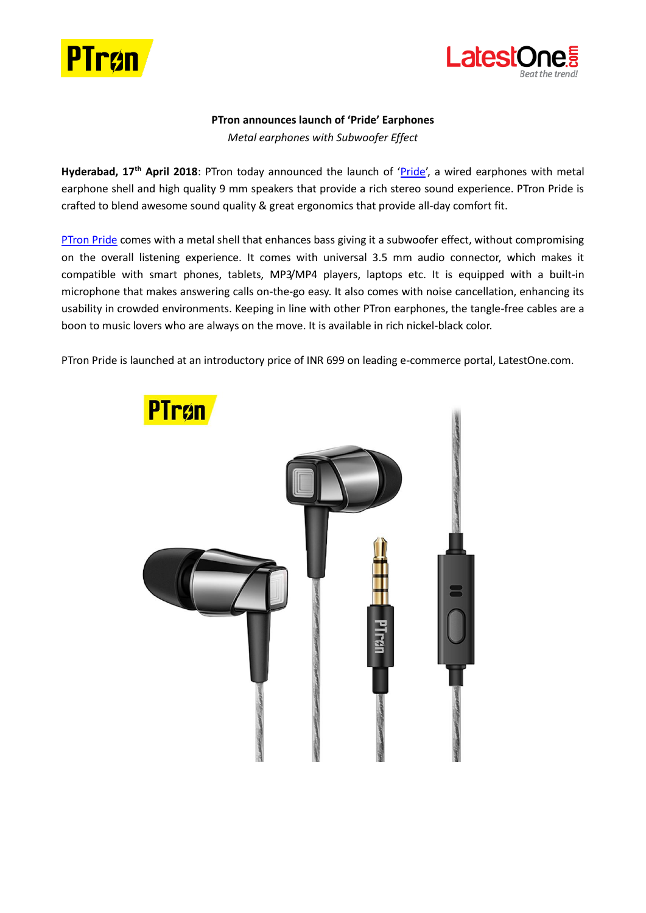**PTron announces launch of 'Pride' Earphones**

*Metal earphones with Subwoofer Effect*

**Hyderabad, 17th April 2018**: PTron today announced the launch of 'Pride', a wired earphones with metal earphone shell and high quality 9 mm speakers that provide a rich stereo sound experience. PTron Pride is crafted to blend awesome sound quality & great ergonomics that provide all-day comfort fit.

PTron Pride comes with a metal shell that enhances bass giving it a subwoofer effect, without compromising on the overall listening experience. It comes with universal 3.5 mm audio connector, which makes it compatible with smart phones, tablets, MP3/MP4 players, laptops etc. It is equipped with a built-in microphone that makes answering calls on-the-go easy. It also comes with noise cancellation, enhancing its usability in crowded environments. Keeping in line with other PTron earphones, the tangle-free cables are a boon to music lovers who are always on the move. It is available in rich nickel-black color.

PTron Pride is launched at an introductory price of INR 699 on leading e-commerce portal, LatestOne.com.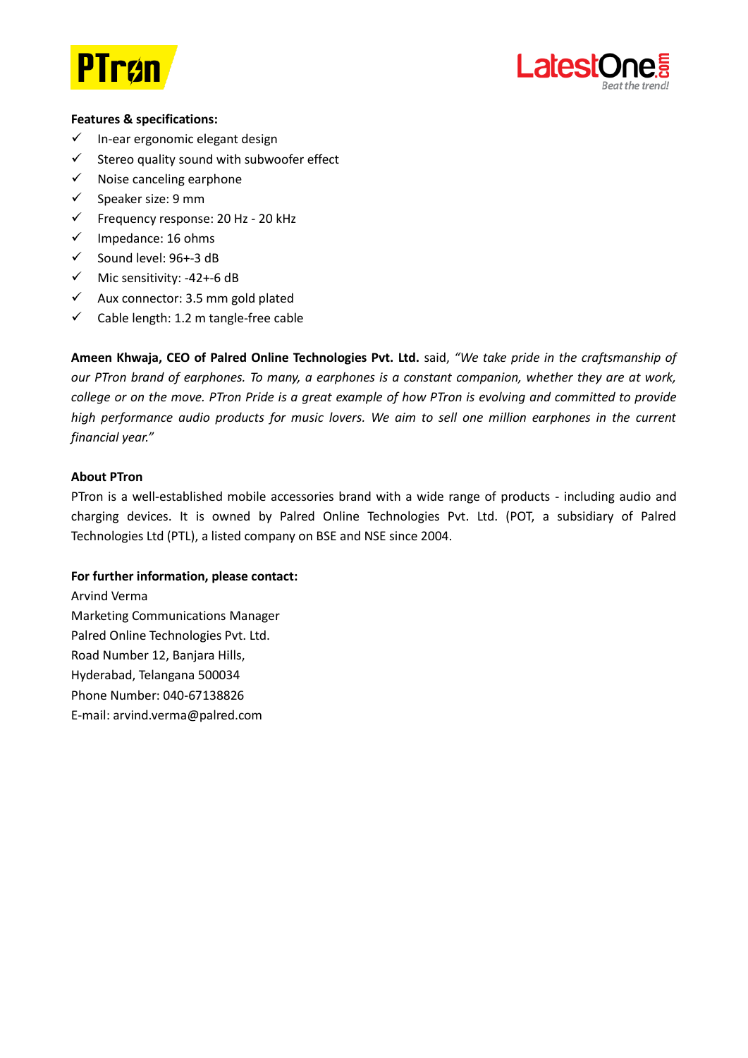**Features & specifications:**

- ✓ In-ear ergonomic elegant design
- ✓ Stereo quality sound with subwoofer effect
- ✓ Noise canceling earphone
- ✓ Speaker size: 9 mm
- ✓ Frequency response: 20 Hz - 20 kHz
- ✓ Impedance: 16 ohms
- ✓ Sound level: 96+-3 dB
- ✓ Mic sensitivity: -42+-6 dB
- ✓ Aux connector: 3.5 mm gold plated
- ✓ Cable length: 1.2 m tangle-free cable

**Ameen Khwaja, CEO of Palred Online Technologies Pvt. Ltd.** said, *"We take pride in the craftsmanship of our PTron brand of earphones. To many, a earphones is a constant companion, whether they are at work, college or on the move. PTron Pride is a great example of how PTron is evolving and committed to provide high performance audio products for music lovers. We aim to sell one million earphones in the current financial year."*

**About PTron**

PTron is a well-established mobile accessories brand with a wide range of products - including audio and charging devices. It is owned by Palred Online Technologies Pvt. Ltd. (POT, a subsidiary of Palred Technologies Ltd (PTL), a listed company on BSE and NSE since 2004.

**For further information, please contact:**

Arvind Verma
Marketing Communications Manager
Palred Online Technologies Pvt. Ltd.
Road Number 12, Banjara Hills,
Hyderabad, Telangana 500034
Phone Number: 040-67138826
E-mail: arvind.verma@palred.com